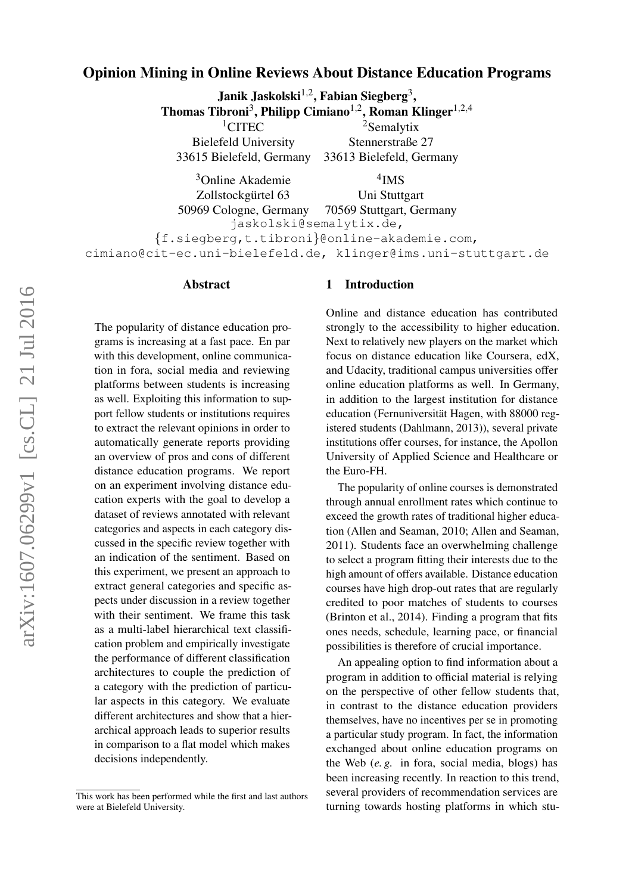# Opinion Mining in Online Reviews About Distance Education Programs

**Janik Jaskolski**[1,2], **Fabian Siegberg**[3], **Thomas Tibroni**[3], **Philipp Cimiano**[1,2], **Roman Klinger**[1,2,4]

[1]CITEC
Bielefeld University
33615 Bielefeld, Germany

[2]Semalytix
Stennerstraße 27
33613 Bielefeld, Germany

[3]Online Akademie
Zollstockgürtel 63
50969 Cologne, Germany

[4]IMS
Uni Stuttgart
70569 Stuttgart, Germany

jaskolski@semalytix.de,
{f.siegberg,t.tibroni}@online-akademie.com,
cimiano@cit-ec.uni-bielefeld.de, klinger@ims.uni-stuttgart.de

## Abstract

The popularity of distance education programs is increasing at a fast pace. En par with this development, online communication in fora, social media and reviewing platforms between students is increasing as well. Exploiting this information to support fellow students or institutions requires to extract the relevant opinions in order to automatically generate reports providing an overview of pros and cons of different distance education programs. We report on an experiment involving distance education experts with the goal to develop a dataset of reviews annotated with relevant categories and aspects in each category discussed in the specific review together with an indication of the sentiment. Based on this experiment, we present an approach to extract general categories and specific aspects under discussion in a review together with their sentiment. We frame this task as a multi-label hierarchical text classification problem and empirically investigate the performance of different classification architectures to couple the prediction of a category with the prediction of particular aspects in this category. We evaluate different architectures and show that a hierarchical approach leads to superior results in comparison to a flat model which makes decisions independently.

This work has been performed while the first and last authors were at Bielefeld University.

## 1 Introduction

Online and distance education has contributed strongly to the accessibility to higher education. Next to relatively new players on the market which focus on distance education like Coursera, edX, and Udacity, traditional campus universities offer online education platforms as well. In Germany, in addition to the largest institution for distance education (Fernuniversität Hagen, with 88000 registered students (Dahlmann, 2013)), several private institutions offer courses, for instance, the Apollon University of Applied Science and Healthcare or the Euro-FH.

The popularity of online courses is demonstrated through annual enrollment rates which continue to exceed the growth rates of traditional higher education (Allen and Seaman, 2010; Allen and Seaman, 2011). Students face an overwhelming challenge to select a program fitting their interests due to the high amount of offers available. Distance education courses have high drop-out rates that are regularly credited to poor matches of students to courses (Brinton et al., 2014). Finding a program that fits ones needs, schedule, learning pace, or financial possibilities is therefore of crucial importance.

An appealing option to find information about a program in addition to official material is relying on the perspective of other fellow students that, in contrast to the distance education providers themselves, have no incentives per se in promoting a particular study program. In fact, the information exchanged about online education programs on the Web (*e. g.* in fora, social media, blogs) has been increasing recently. In reaction to this trend, several providers of recommendation services are turning towards hosting platforms in which stu-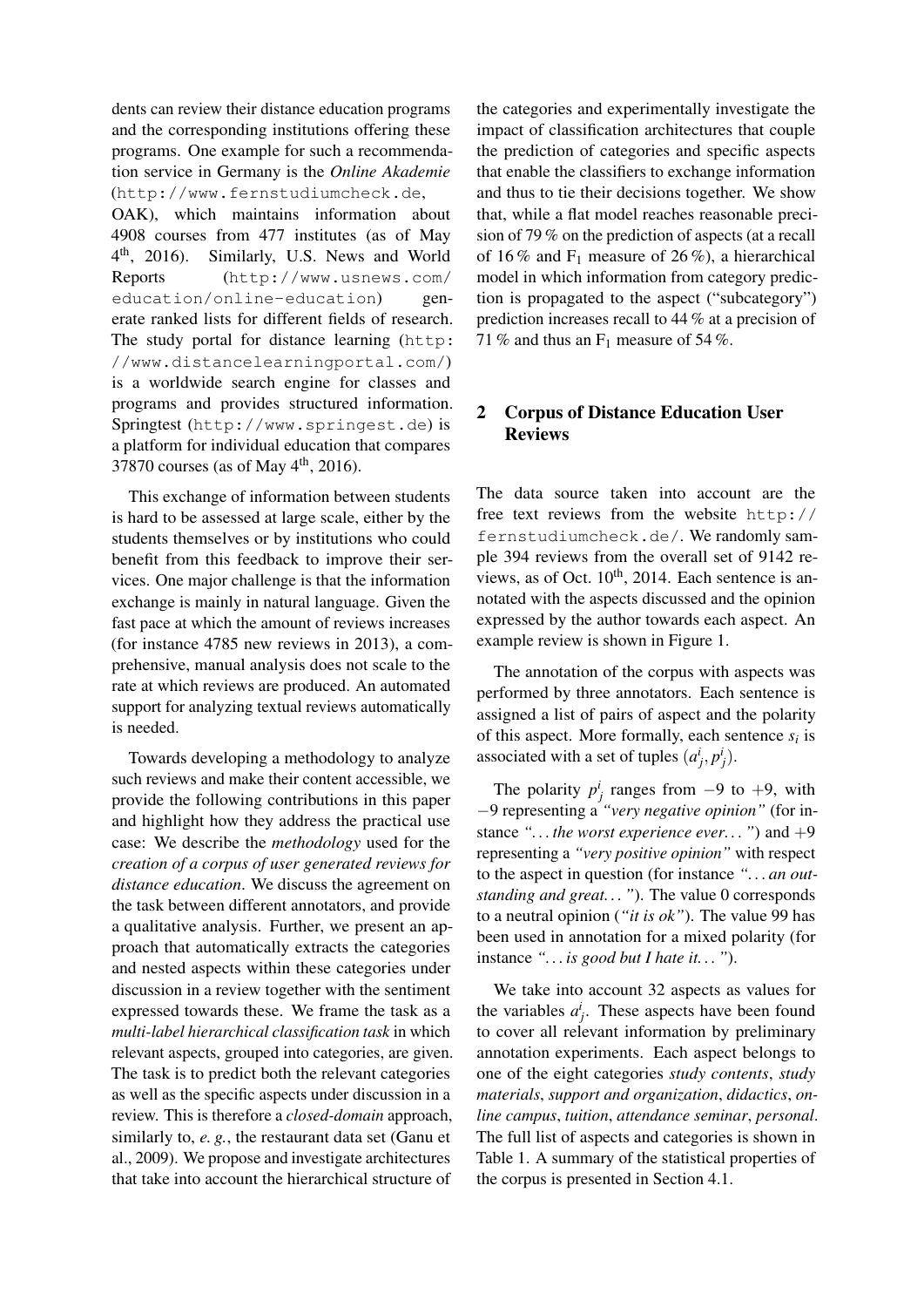dents can review their distance education programs and the corresponding institutions offering these programs. One example for such a recommendation service in Germany is the *Online Akademie* (http://www.fernstudiumcheck.de, OAK), which maintains information about 4908 courses from 477 institutes (as of May 4th, 2016). Similarly, U.S. News and World Reports (http://www.usnews.com/education/online-education) generate ranked lists for different fields of research. The study portal for distance learning (http://www.distancelearningportal.com/) is a worldwide search engine for classes and programs and provides structured information. Springtest (http://www.springest.de) is a platform for individual education that compares 37870 courses (as of May 4th, 2016).

This exchange of information between students is hard to be assessed at large scale, either by the students themselves or by institutions who could benefit from this feedback to improve their services. One major challenge is that the information exchange is mainly in natural language. Given the fast pace at which the amount of reviews increases (for instance 4785 new reviews in 2013), a comprehensive, manual analysis does not scale to the rate at which reviews are produced. An automated support for analyzing textual reviews automatically is needed.

Towards developing a methodology to analyze such reviews and make their content accessible, we provide the following contributions in this paper and highlight how they address the practical use case: We describe the *methodology* used for the *creation of a corpus of user generated reviews for distance education*. We discuss the agreement on the task between different annotators, and provide a qualitative analysis. Further, we present an approach that automatically extracts the categories and nested aspects within these categories under discussion in a review together with the sentiment expressed towards these. We frame the task as a *multi-label hierarchical classification task* in which relevant aspects, grouped into categories, are given. The task is to predict both the relevant categories as well as the specific aspects under discussion in a review. This is therefore a *closed-domain* approach, similarly to, *e. g.*, the restaurant data set (Ganu et al., 2009). We propose and investigate architectures that take into account the hierarchical structure of the categories and experimentally investigate the impact of classification architectures that couple the prediction of categories and specific aspects that enable the classifiers to exchange information and thus to tie their decisions together. We show that, while a flat model reaches reasonable precision of 79 % on the prediction of aspects (at a recall of 16 % and $F_1$ measure of 26 %), a hierarchical model in which information from category prediction is propagated to the aspect ("subcategory") prediction increases recall to 44 % at a precision of 71 % and thus an $F_1$ measure of 54 %.

## 2 Corpus of Distance Education User Reviews

The data source taken into account are the free text reviews from the website http://fernstudiumcheck.de/. We randomly sample 394 reviews from the overall set of 9142 reviews, as of Oct. 10th, 2014. Each sentence is annotated with the aspects discussed and the opinion expressed by the author towards each aspect. An example review is shown in Figure 1.

The annotation of the corpus with aspects was performed by three annotators. Each sentence is assigned a list of pairs of aspect and the polarity of this aspect. More formally, each sentence $s_i$ is associated with a set of tuples $(a^i_j, p^i_j)$.

The polarity $p^i_j$ ranges from $-9$ to $+9$, with $-9$ representing a *"very negative opinion"* (for instance *"... the worst experience ever..."*) and $+9$ representing a *"very positive opinion"* with respect to the aspect in question (for instance *"... an outstanding and great..."*). The value 0 corresponds to a neutral opinion (*"it is ok"*). The value 99 has been used in annotation for a mixed polarity (for instance *"... is good but I hate it..."*).

We take into account 32 aspects as values for the variables $a^i_j$. These aspects have been found to cover all relevant information by preliminary annotation experiments. Each aspect belongs to one of the eight categories *study contents*, *study materials*, *support and organization*, *didactics*, *online campus*, *tuition*, *attendance seminar*, *personal*. The full list of aspects and categories is shown in Table 1. A summary of the statistical properties of the corpus is presented in Section 4.1.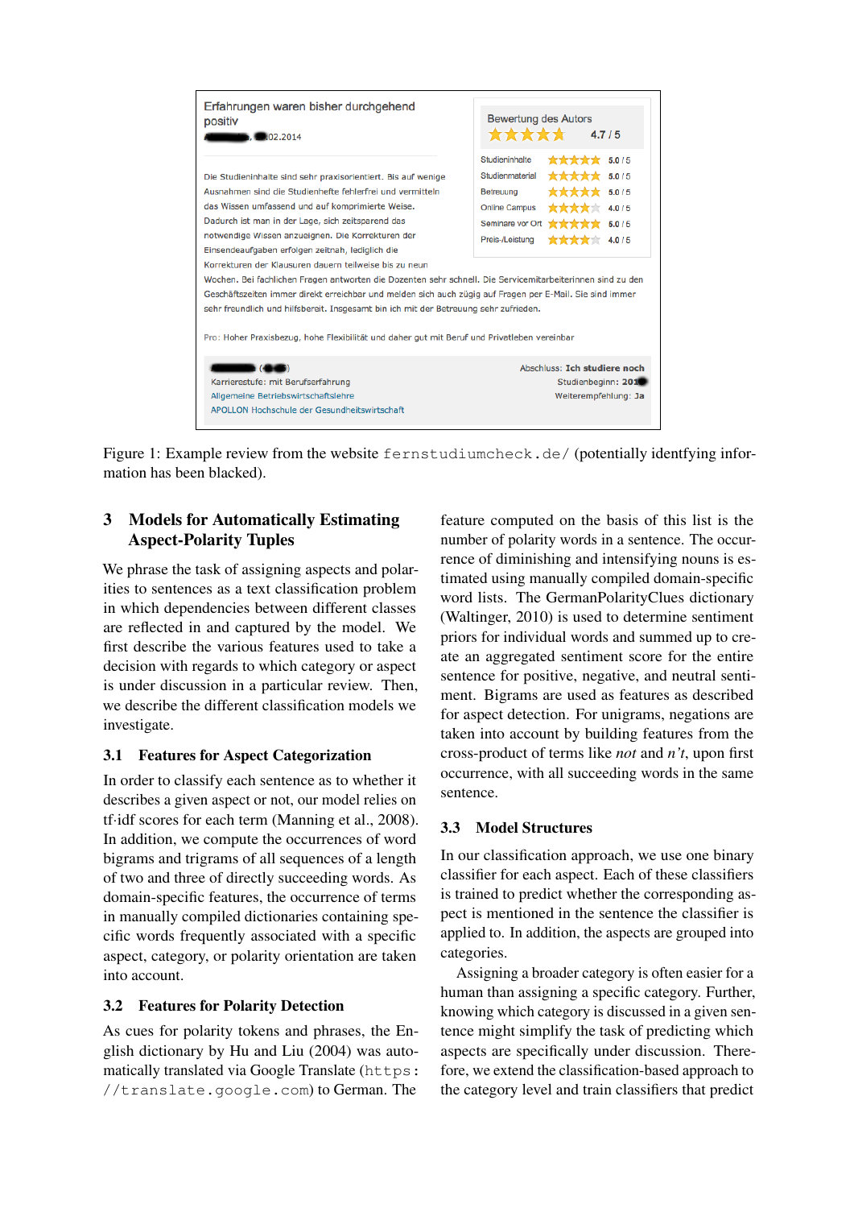Erfahrungen waren bisher durchgehend positiv

██████, ██02.2014

Die Studieninhalte sind sehr praxisorientiert. Bis auf wenige Ausnahmen sind die Studienhefte fehlerfrei und vermitteln das Wissen umfassend und auf komprimierte Weise. Dadurch ist man in der Lage, sich zeitsparend das notwendige Wissen anzueignen. Die Korrekturen der Einsendeaufgaben erfolgen zeitnah, lediglich die Korrekturen der Klausuren dauern teilweise bis zu neun Wochen. Bei fachlichen Fragen antworten die Dozenten sehr schnell. Die Servicemitarbeiterinnen sind zu den Geschäftszeiten immer direkt erreichbar und melden sich auch zügig auf Fragen per E-Mail. Sie sind immer sehr freundlich und hilfsbereit. Insgesamt bin ich mit der Betreuung sehr zufrieden.

Bewertung des Autors ★★★★★ 4.7 / 5

| | | |
|---|---|---|
| Studieninhalte | ★★★★★ | 5.0 / 5 |
| Studienmaterial | ★★★★★ | 5.0 / 5 |
| Betreuung | ★★★★★ | 5.0 / 5 |
| Online Campus | ★★★★ | 4.0 / 5 |
| Seminare vor Ort | ★★★★★ | 5.0 / 5 |
| Preis-/Leistung | ★★★★ | 4.0 / 5 |

Pro: Hoher Praxisbezug, hohe Flexibilität und daher gut mit Beruf und Privatleben vereinbar

██████ (███)
Karrierestufe: mit Berufserfahrung
Allgemeine Betriebswirtschaftslehre
APOLLON Hochschule der Gesundheitswirtschaft

Abschluss: Ich studiere noch
Studienbeginn: 201█
Weiterempfehlung: Ja

Figure 1: Example review from the website fernstudiumcheck.de/ (potentially identfying information has been blacked).

## 3 Models for Automatically Estimating Aspect-Polarity Tuples

We phrase the task of assigning aspects and polarities to sentences as a text classification problem in which dependencies between different classes are reflected in and captured by the model. We first describe the various features used to take a decision with regards to which category or aspect is under discussion in a particular review. Then, we describe the different classification models we investigate.

### 3.1 Features for Aspect Categorization

In order to classify each sentence as to whether it describes a given aspect or not, our model relies on tf·idf scores for each term (Manning et al., 2008). In addition, we compute the occurrences of word bigrams and trigrams of all sequences of a length of two and three of directly succeeding words. As domain-specific features, the occurrence of terms in manually compiled dictionaries containing specific words frequently associated with a specific aspect, category, or polarity orientation are taken into account.

### 3.2 Features for Polarity Detection

As cues for polarity tokens and phrases, the English dictionary by Hu and Liu (2004) was automatically translated via Google Translate (https://translate.google.com) to German. The feature computed on the basis of this list is the number of polarity words in a sentence. The occurrence of diminishing and intensifying nouns is estimated using manually compiled domain-specific word lists. The GermanPolarityClues dictionary (Waltinger, 2010) is used to determine sentiment priors for individual words and summed up to create an aggregated sentiment score for the entire sentence for positive, negative, and neutral sentiment. Bigrams are used as features as described for aspect detection. For unigrams, negations are taken into account by building features from the cross-product of terms like *not* and *n't*, upon first occurrence, with all succeeding words in the same sentence.

### 3.3 Model Structures

In our classification approach, we use one binary classifier for each aspect. Each of these classifiers is trained to predict whether the corresponding aspect is mentioned in the sentence the classifier is applied to. In addition, the aspects are grouped into categories.

Assigning a broader category is often easier for a human than assigning a specific category. Further, knowing which category is discussed in a given sentence might simplify the task of predicting which aspects are specifically under discussion. Therefore, we extend the classification-based approach to the category level and train classifiers that predict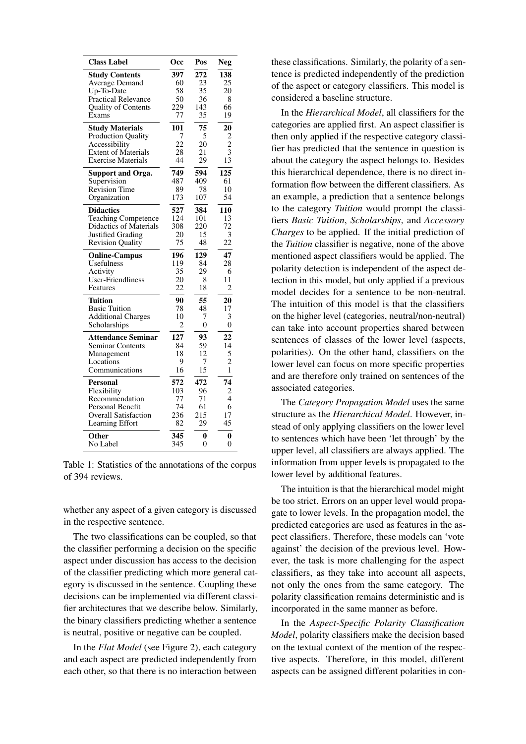| Class Label | Occ | Pos | Neg |
|---|---|---|---|
| **Study Contents** | **397** | **272** | **138** |
| Average Demand | 60 | 23 | 25 |
| Up-To-Date | 58 | 35 | 20 |
| Practical Relevance | 50 | 36 | 8 |
| Quality of Contents | 229 | 143 | 66 |
| Exams | 77 | 35 | 19 |
| **Study Materials** | **101** | **75** | **20** |
| Production Quality | 7 | 5 | 2 |
| Accessibility | 22 | 20 | 2 |
| Extent of Materials | 28 | 21 | 3 |
| Exercise Materials | 44 | 29 | 13 |
| **Support and Orga.** | **749** | **594** | **125** |
| Supervision | 487 | 409 | 61 |
| Revision Time | 89 | 78 | 10 |
| Organization | 173 | 107 | 54 |
| **Didactics** | **527** | **384** | **110** |
| Teaching Competence | 124 | 101 | 13 |
| Didactics of Materials | 308 | 220 | 72 |
| Justified Grading | 20 | 15 | 3 |
| Revision Quality | 75 | 48 | 22 |
| **Online-Campus** | **196** | **129** | **47** |
| Usefulness | 119 | 84 | 28 |
| Activity | 35 | 29 | 6 |
| User-Friendliness | 20 | 8 | 11 |
| Features | 22 | 18 | 2 |
| **Tuition** | **90** | **55** | **20** |
| Basic Tuition | 78 | 48 | 17 |
| Additional Charges | 10 | 7 | 3 |
| Scholarships | 2 | 0 | 0 |
| **Attendance Seminar** | **127** | **93** | **22** |
| Seminar Contents | 84 | 59 | 14 |
| Management | 18 | 12 | 5 |
| Locations | 9 | 7 | 2 |
| Communications | 16 | 15 | 1 |
| **Personal** | **572** | **472** | **74** |
| Flexibility | 103 | 96 | 2 |
| Recommendation | 77 | 71 | 4 |
| Personal Benefit | 74 | 61 | 6 |
| Overall Satisfaction | 236 | 215 | 17 |
| Learning Effort | 82 | 29 | 45 |
| **Other** | **345** | **0** | **0** |
| No Label | 345 | 0 | 0 |

Table 1: Statistics of the annotations of the corpus of 394 reviews.

whether any aspect of a given category is discussed in the respective sentence.

The two classifications can be coupled, so that the classifier performing a decision on the specific aspect under discussion has access to the decision of the classifier predicting which more general category is discussed in the sentence. Coupling these decisions can be implemented via different classifier architectures that we describe below. Similarly, the binary classifiers predicting whether a sentence is neutral, positive or negative can be coupled.

In the *Flat Model* (see Figure 2), each category and each aspect are predicted independently from each other, so that there is no interaction between these classifications. Similarly, the polarity of a sentence is predicted independently of the prediction of the aspect or category classifiers. This model is considered a baseline structure.

In the *Hierarchical Model*, all classifiers for the categories are applied first. An aspect classifier is then only applied if the respective category classifier has predicted that the sentence in question is about the category the aspect belongs to. Besides this hierarchical dependence, there is no direct information flow between the different classifiers. As an example, a prediction that a sentence belongs to the category *Tuition* would prompt the classifiers *Basic Tuition*, *Scholarships*, and *Accessory Charges* to be applied. If the initial prediction of the *Tuition* classifier is negative, none of the above mentioned aspect classifiers would be applied. The polarity detection is independent of the aspect detection in this model, but only applied if a previous model decides for a sentence to be non-neutral. The intuition of this model is that the classifiers on the higher level (categories, neutral/non-neutral) can take into account properties shared between sentences of classes of the lower level (aspects, polarities). On the other hand, classifiers on the lower level can focus on more specific properties and are therefore only trained on sentences of the associated categories.

The *Category Propagation Model* uses the same structure as the *Hierarchical Model*. However, instead of only applying classifiers on the lower level to sentences which have been 'let through' by the upper level, all classifiers are always applied. The information from upper levels is propagated to the lower level by additional features.

The intuition is that the hierarchical model might be too strict. Errors on an upper level would propagate to lower levels. In the propagation model, the predicted categories are used as features in the aspect classifiers. Therefore, these models can 'vote against' the decision of the previous level. However, the task is more challenging for the aspect classifiers, as they take into account all aspects, not only the ones from the same category. The polarity classification remains deterministic and is incorporated in the same manner as before.

In the *Aspect-Specific Polarity Classification Model*, polarity classifiers make the decision based on the textual context of the mention of the respective aspects. Therefore, in this model, different aspects can be assigned different polarities in con-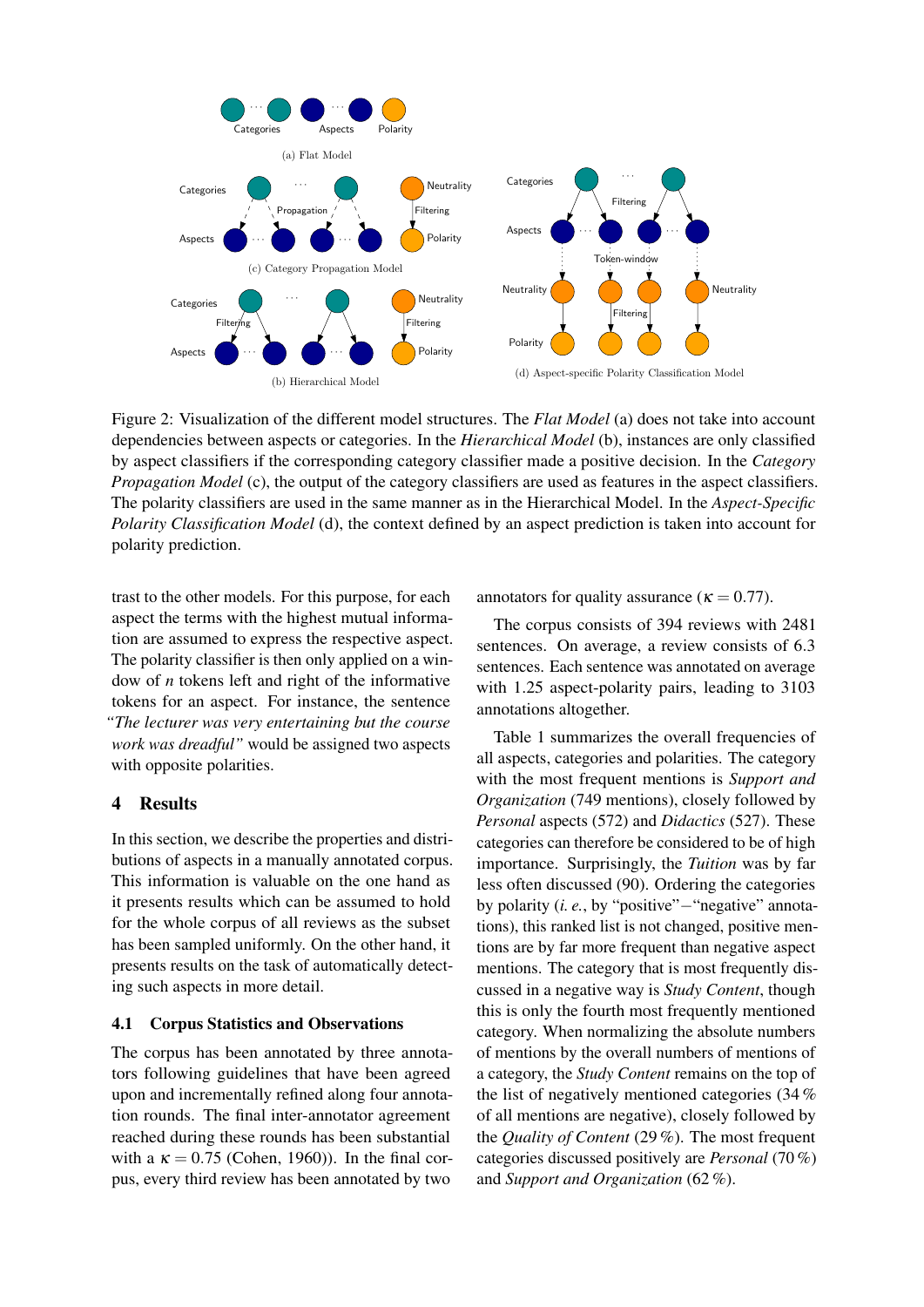Figure 2: Visualization of the different model structures. The *Flat Model* (a) does not take into account dependencies between aspects or categories. In the *Hierarchical Model* (b), instances are only classified by aspect classifiers if the corresponding category classifier made a positive decision. In the *Category Propagation Model* (c), the output of the category classifiers are used as features in the aspect classifiers. The polarity classifiers are used in the same manner as in the Hierarchical Model. In the *Aspect-Specific Polarity Classification Model* (d), the context defined by an aspect prediction is taken into account for polarity prediction.

trast to the other models. For this purpose, for each aspect the terms with the highest mutual information are assumed to express the respective aspect. The polarity classifier is then only applied on a window of $n$ tokens left and right of the informative tokens for an aspect. For instance, the sentence *"The lecturer was very entertaining but the course work was dreadful"* would be assigned two aspects with opposite polarities.

## 4 Results

In this section, we describe the properties and distributions of aspects in a manually annotated corpus. This information is valuable on the one hand as it presents results which can be assumed to hold for the whole corpus of all reviews as the subset has been sampled uniformly. On the other hand, it presents results on the task of automatically detecting such aspects in more detail.

### 4.1 Corpus Statistics and Observations

The corpus has been annotated by three annotators following guidelines that have been agreed upon and incrementally refined along four annotation rounds. The final inter-annotator agreement reached during these rounds has been substantial with a $\kappa = 0.75$ (Cohen, 1960)). In the final corpus, every third review has been annotated by two annotators for quality assurance ($\kappa = 0.77$).

The corpus consists of 394 reviews with 2481 sentences. On average, a review consists of 6.3 sentences. Each sentence was annotated on average with 1.25 aspect-polarity pairs, leading to 3103 annotations altogether.

Table 1 summarizes the overall frequencies of all aspects, categories and polarities. The category with the most frequent mentions is *Support and Organization* (749 mentions), closely followed by *Personal* aspects (572) and *Didactics* (527). These categories can therefore be considered to be of high importance. Surprisingly, the *Tuition* was by far less often discussed (90). Ordering the categories by polarity (*i. e.*, by "positive"−"negative" annotations), this ranked list is not changed, positive mentions are by far more frequent than negative aspect mentions. The category that is most frequently discussed in a negative way is *Study Content*, though this is only the fourth most frequently mentioned category. When normalizing the absolute numbers of mentions by the overall numbers of mentions of a category, the *Study Content* remains on the top of the list of negatively mentioned categories (34 % of all mentions are negative), closely followed by the *Quality of Content* (29 %). The most frequent categories discussed positively are *Personal* (70 %) and *Support and Organization* (62 %).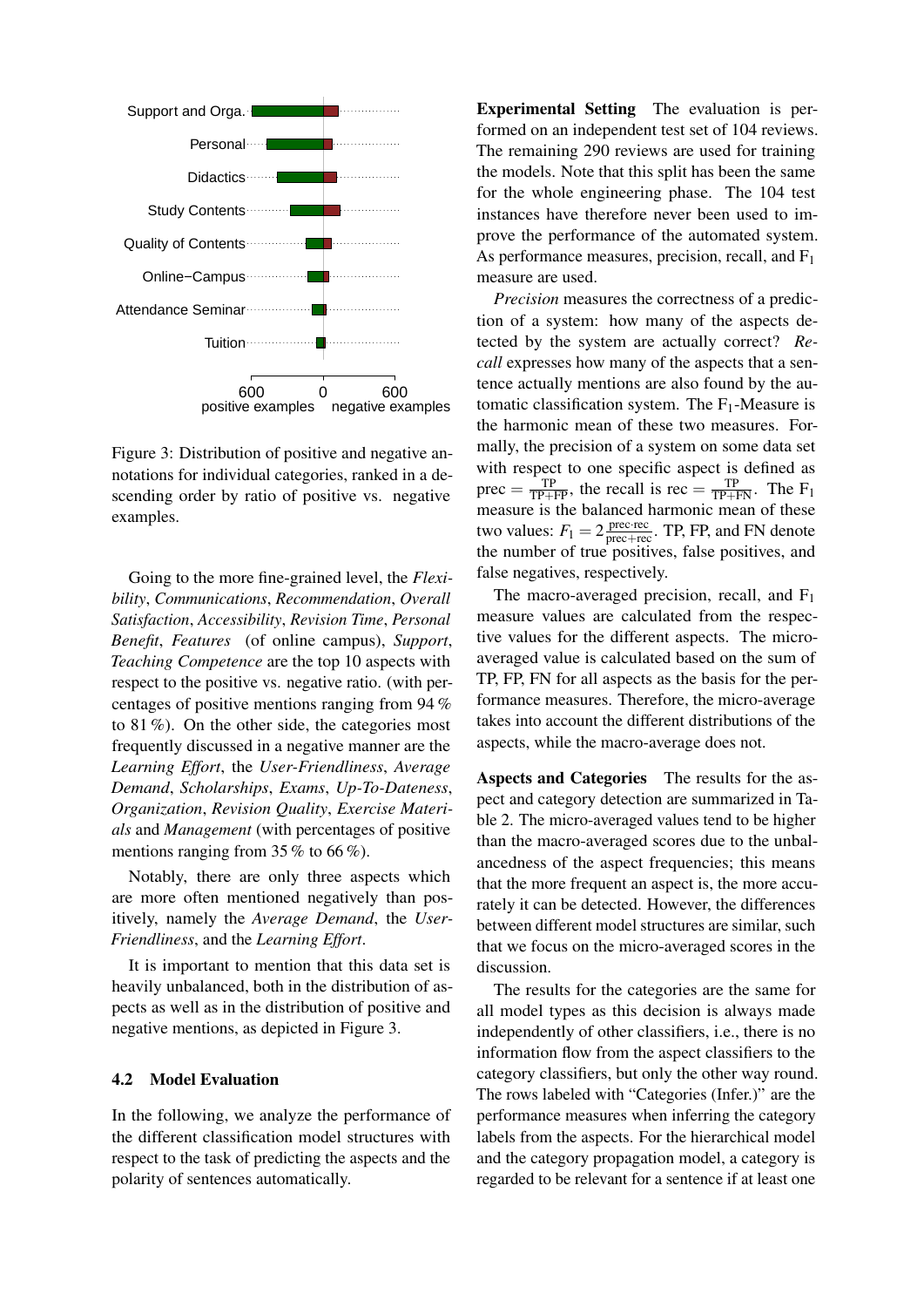Figure 3: Distribution of positive and negative annotations for individual categories, ranked in a descending order by ratio of positive vs. negative examples.

Going to the more fine-grained level, the *Flexibility*, *Communications*, *Recommendation*, *Overall Satisfaction*, *Accessibility*, *Revision Time*, *Personal Benefit*, *Features* (of online campus), *Support*, *Teaching Competence* are the top 10 aspects with respect to the positive vs. negative ratio. (with percentages of positive mentions ranging from 94 % to 81 %). On the other side, the categories most frequently discussed in a negative manner are the *Learning Effort*, the *User-Friendliness*, *Average Demand*, *Scholarships*, *Exams*, *Up-To-Dateness*, *Organization*, *Revision Quality*, *Exercise Materials* and *Management* (with percentages of positive mentions ranging from 35 % to 66 %).

Notably, there are only three aspects which are more often mentioned negatively than positively, namely the *Average Demand*, the *User-Friendliness*, and the *Learning Effort*.

It is important to mention that this data set is heavily unbalanced, both in the distribution of aspects as well as in the distribution of positive and negative mentions, as depicted in Figure 3.

### 4.2 Model Evaluation

In the following, we analyze the performance of the different classification model structures with respect to the task of predicting the aspects and the polarity of sentences automatically.

**Experimental Setting** The evaluation is performed on an independent test set of 104 reviews. The remaining 290 reviews are used for training the models. Note that this split has been the same for the whole engineering phase. The 104 test instances have therefore never been used to improve the performance of the automated system. As performance measures, precision, recall, and $F_1$ measure are used.

*Precision* measures the correctness of a prediction of a system: how many of the aspects detected by the system are actually correct? *Recall* expresses how many of the aspects that a sentence actually mentions are also found by the automatic classification system. The $F_1$-Measure is the harmonic mean of these two measures. Formally, the precision of a system on some data set with respect to one specific aspect is defined as $\text{prec} = \frac{\text{TP}}{\text{TP+FP}}$, the recall is $\text{rec} = \frac{\text{TP}}{\text{TP+FN}}$. The $F_1$ measure is the balanced harmonic mean of these two values: $F_1 = 2\frac{\text{prec}\cdot\text{rec}}{\text{prec}+\text{rec}}$. TP, FP, and FN denote the number of true positives, false positives, and false negatives, respectively.

The macro-averaged precision, recall, and $F_1$ measure values are calculated from the respective values for the different aspects. The micro-averaged value is calculated based on the sum of TP, FP, FN for all aspects as the basis for the performance measures. Therefore, the micro-average takes into account the different distributions of the aspects, while the macro-average does not.

**Aspects and Categories** The results for the aspect and category detection are summarized in Table 2. The micro-averaged values tend to be higher than the macro-averaged scores due to the unbalancedness of the aspect frequencies; this means that the more frequent an aspect is, the more accurately it can be detected. However, the differences between different model structures are similar, such that we focus on the micro-averaged scores in the discussion.

The results for the categories are the same for all model types as this decision is always made independently of other classifiers, i.e., there is no information flow from the aspect classifiers to the category classifiers, but only the other way round. The rows labeled with "Categories (Infer.)" are the performance measures when inferring the category labels from the aspects. For the hierarchical model and the category propagation model, a category is regarded to be relevant for a sentence if at least one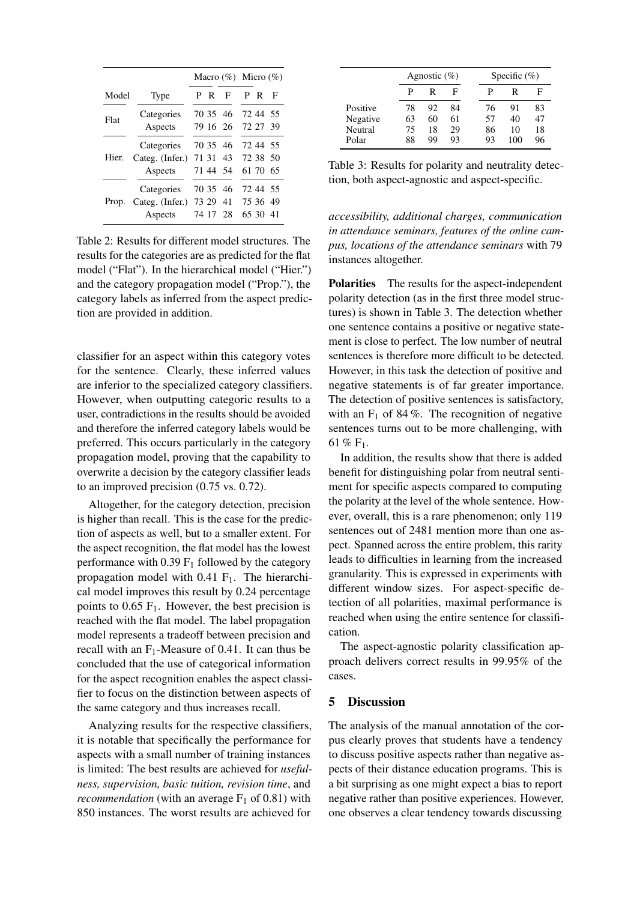| Model | Type | Macro (%) | | | Micro (%) | | |
|---|---|---|---|---|---|---|---|
| | | P | R | F | P | R | F |
| Flat | Categories | 70 | 35 | 46 | 72 | 44 | 55 |
| | Aspects | 79 | 16 | 26 | 72 | 27 | 39 |
| Hier. | Categories | 70 | 35 | 46 | 72 | 44 | 55 |
| | Categ. (Infer.) | 71 | 31 | 43 | 72 | 38 | 50 |
| | Aspects | 71 | 44 | 54 | 61 | 70 | 65 |
| Prop. | Categories | 70 | 35 | 46 | 72 | 44 | 55 |
| | Categ. (Infer.) | 73 | 29 | 41 | 75 | 36 | 49 |
| | Aspects | 74 | 17 | 28 | 65 | 30 | 41 |

Table 2: Results for different model structures. The results for the categories are as predicted for the flat model ("Flat"). In the hierarchical model ("Hier.") and the category propagation model ("Prop."), the category labels as inferred from the aspect prediction are provided in addition.

classifier for an aspect within this category votes for the sentence. Clearly, these inferred values are inferior to the specialized category classifiers. However, when outputting categoric results to a user, contradictions in the results should be avoided and therefore the inferred category labels would be preferred. This occurs particularly in the category propagation model, proving that the capability to overwrite a decision by the category classifier leads to an improved precision (0.75 vs. 0.72).

Altogether, for the category detection, precision is higher than recall. This is the case for the prediction of aspects as well, but to a smaller extent. For the aspect recognition, the flat model has the lowest performance with 0.39 $F_1$ followed by the category propagation model with 0.41 $F_1$. The hierarchical model improves this result by 0.24 percentage points to 0.65 $F_1$. However, the best precision is reached with the flat model. The label propagation model represents a tradeoff between precision and recall with an $F_1$-Measure of 0.41. It can thus be concluded that the use of categorical information for the aspect recognition enables the aspect classifier to focus on the distinction between aspects of the same category and thus increases recall.

Analyzing results for the respective classifiers, it is notable that specifically the performance for aspects with a small number of training instances is limited: The best results are achieved for *usefulness, supervision, basic tuition, revision time*, and *recommendation* (with an average $F_1$ of 0.81) with 850 instances. The worst results are achieved for *accessibility, additional charges, communication in attendance seminars, features of the online campus, locations of the attendance seminars* with 79 instances altogether.

| | Agnostic (%) | | | Specific (%) | | |
|---|---|---|---|---|---|---|
| | P | R | F | P | R | F |
| Positive | 78 | 92 | 84 | 76 | 91 | 83 |
| Negative | 63 | 60 | 61 | 57 | 40 | 47 |
| Neutral | 75 | 18 | 29 | 86 | 10 | 18 |
| Polar | 88 | 99 | 93 | 93 | 100 | 96 |

Table 3: Results for polarity and neutrality detection, both aspect-agnostic and aspect-specific.

**Polarities** The results for the aspect-independent polarity detection (as in the first three model structures) is shown in Table 3. The detection whether one sentence contains a positive or negative statement is close to perfect. The low number of neutral sentences is therefore more difficult to be detected. However, in this task the detection of positive and negative statements is of far greater importance. The detection of positive sentences is satisfactory, with an $F_1$ of 84 %. The recognition of negative sentences turns out to be more challenging, with 61 % $F_1$.

In addition, the results show that there is added benefit for distinguishing polar from neutral sentiment for specific aspects compared to computing the polarity at the level of the whole sentence. However, overall, this is a rare phenomenon; only 119 sentences out of 2481 mention more than one aspect. Spanned across the entire problem, this rarity leads to difficulties in learning from the increased granularity. This is expressed in experiments with different window sizes. For aspect-specific detection of all polarities, maximal performance is reached when using the entire sentence for classification.

The aspect-agnostic polarity classification approach delivers correct results in 99.95% of the cases.

## 5 Discussion

The analysis of the manual annotation of the corpus clearly proves that students have a tendency to discuss positive aspects rather than negative aspects of their distance education programs. This is a bit surprising as one might expect a bias to report negative rather than positive experiences. However, one observes a clear tendency towards discussing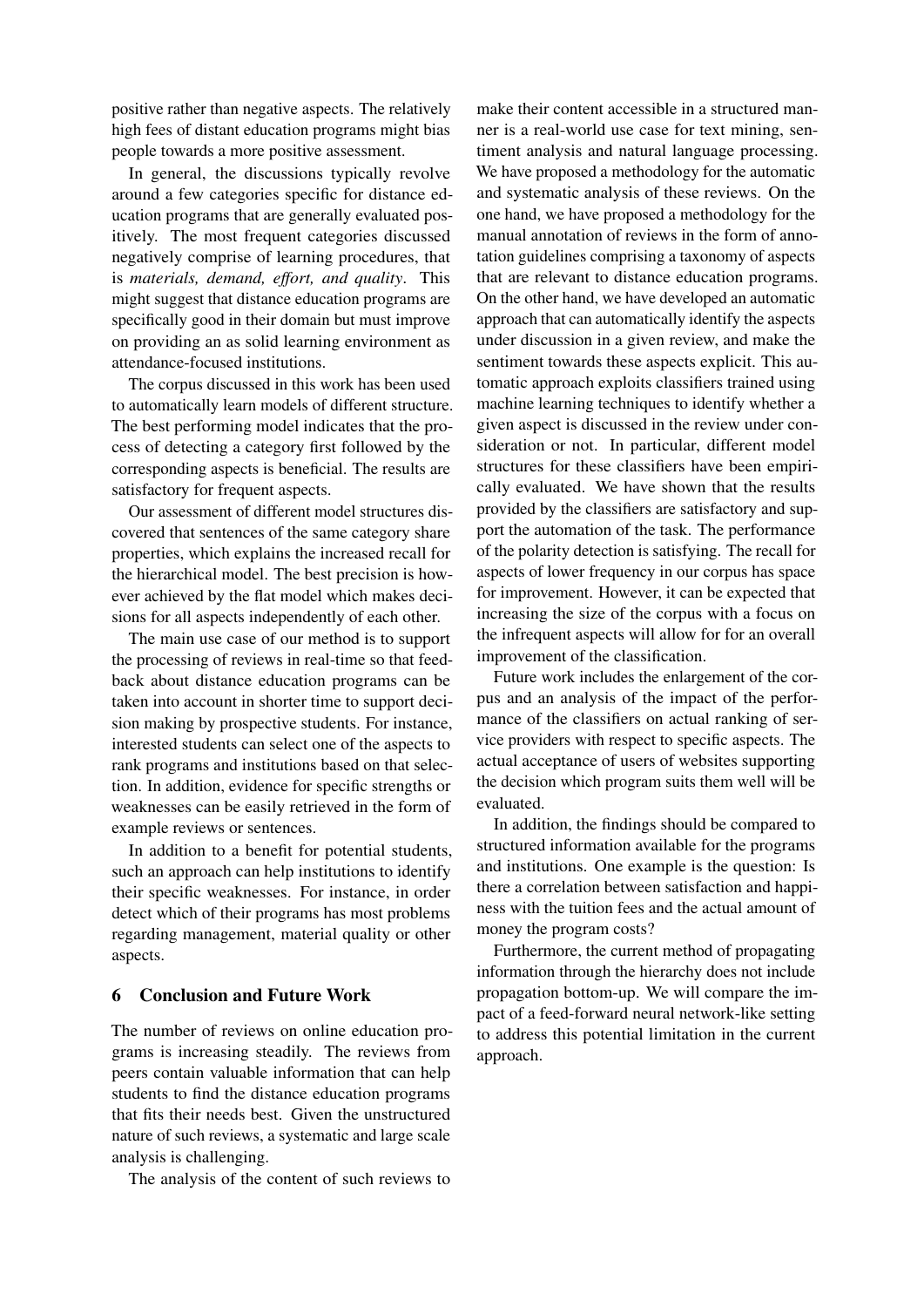positive rather than negative aspects. The relatively high fees of distant education programs might bias people towards a more positive assessment.

In general, the discussions typically revolve around a few categories specific for distance education programs that are generally evaluated positively. The most frequent categories discussed negatively comprise of learning procedures, that is *materials, demand, effort, and quality*. This might suggest that distance education programs are specifically good in their domain but must improve on providing an as solid learning environment as attendance-focused institutions.

The corpus discussed in this work has been used to automatically learn models of different structure. The best performing model indicates that the process of detecting a category first followed by the corresponding aspects is beneficial. The results are satisfactory for frequent aspects.

Our assessment of different model structures discovered that sentences of the same category share properties, which explains the increased recall for the hierarchical model. The best precision is however achieved by the flat model which makes decisions for all aspects independently of each other.

The main use case of our method is to support the processing of reviews in real-time so that feedback about distance education programs can be taken into account in shorter time to support decision making by prospective students. For instance, interested students can select one of the aspects to rank programs and institutions based on that selection. In addition, evidence for specific strengths or weaknesses can be easily retrieved in the form of example reviews or sentences.

In addition to a benefit for potential students, such an approach can help institutions to identify their specific weaknesses. For instance, in order detect which of their programs has most problems regarding management, material quality or other aspects.

## 6 Conclusion and Future Work

The number of reviews on online education programs is increasing steadily. The reviews from peers contain valuable information that can help students to find the distance education programs that fits their needs best. Given the unstructured nature of such reviews, a systematic and large scale analysis is challenging.

The analysis of the content of such reviews to make their content accessible in a structured manner is a real-world use case for text mining, sentiment analysis and natural language processing. We have proposed a methodology for the automatic and systematic analysis of these reviews. On the one hand, we have proposed a methodology for the manual annotation of reviews in the form of annotation guidelines comprising a taxonomy of aspects that are relevant to distance education programs. On the other hand, we have developed an automatic approach that can automatically identify the aspects under discussion in a given review, and make the sentiment towards these aspects explicit. This automatic approach exploits classifiers trained using machine learning techniques to identify whether a given aspect is discussed in the review under consideration or not. In particular, different model structures for these classifiers have been empirically evaluated. We have shown that the results provided by the classifiers are satisfactory and support the automation of the task. The performance of the polarity detection is satisfying. The recall for aspects of lower frequency in our corpus has space for improvement. However, it can be expected that increasing the size of the corpus with a focus on the infrequent aspects will allow for for an overall improvement of the classification.

Future work includes the enlargement of the corpus and an analysis of the impact of the performance of the classifiers on actual ranking of service providers with respect to specific aspects. The actual acceptance of users of websites supporting the decision which program suits them well will be evaluated.

In addition, the findings should be compared to structured information available for the programs and institutions. One example is the question: Is there a correlation between satisfaction and happiness with the tuition fees and the actual amount of money the program costs?

Furthermore, the current method of propagating information through the hierarchy does not include propagation bottom-up. We will compare the impact of a feed-forward neural network-like setting to address this potential limitation in the current approach.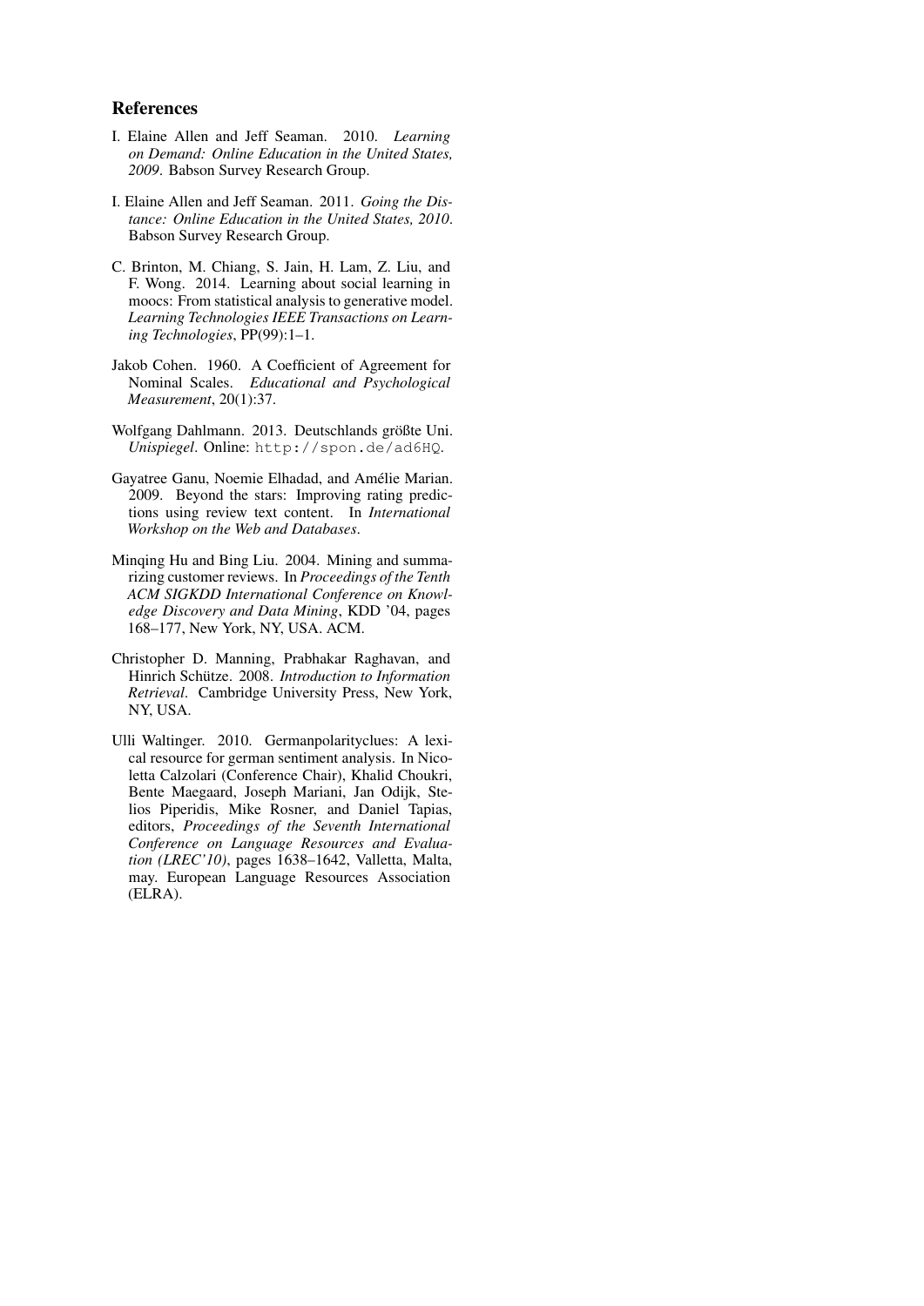## References

I. Elaine Allen and Jeff Seaman. 2010. *Learning on Demand: Online Education in the United States, 2009*. Babson Survey Research Group.

I. Elaine Allen and Jeff Seaman. 2011. *Going the Distance: Online Education in the United States, 2010*. Babson Survey Research Group.

C. Brinton, M. Chiang, S. Jain, H. Lam, Z. Liu, and F. Wong. 2014. Learning about social learning in moocs: From statistical analysis to generative model. *Learning Technologies IEEE Transactions on Learning Technologies*, PP(99):1–1.

Jakob Cohen. 1960. A Coefficient of Agreement for Nominal Scales. *Educational and Psychological Measurement*, 20(1):37.

Wolfgang Dahlmann. 2013. Deutschlands größte Uni. *Unispiegel*. Online: `http://spon.de/ad6HQ`.

Gayatree Ganu, Noemie Elhadad, and Amélie Marian. 2009. Beyond the stars: Improving rating predictions using review text content. In *International Workshop on the Web and Databases*.

Minqing Hu and Bing Liu. 2004. Mining and summarizing customer reviews. In *Proceedings of the Tenth ACM SIGKDD International Conference on Knowledge Discovery and Data Mining*, KDD '04, pages 168–177, New York, NY, USA. ACM.

Christopher D. Manning, Prabhakar Raghavan, and Hinrich Schütze. 2008. *Introduction to Information Retrieval*. Cambridge University Press, New York, NY, USA.

Ulli Waltinger. 2010. Germanpolarityclues: A lexical resource for german sentiment analysis. In Nicoletta Calzolari (Conference Chair), Khalid Choukri, Bente Maegaard, Joseph Mariani, Jan Odijk, Stelios Piperidis, Mike Rosner, and Daniel Tapias, editors, *Proceedings of the Seventh International Conference on Language Resources and Evaluation (LREC'10)*, pages 1638–1642, Valletta, Malta, may. European Language Resources Association (ELRA).